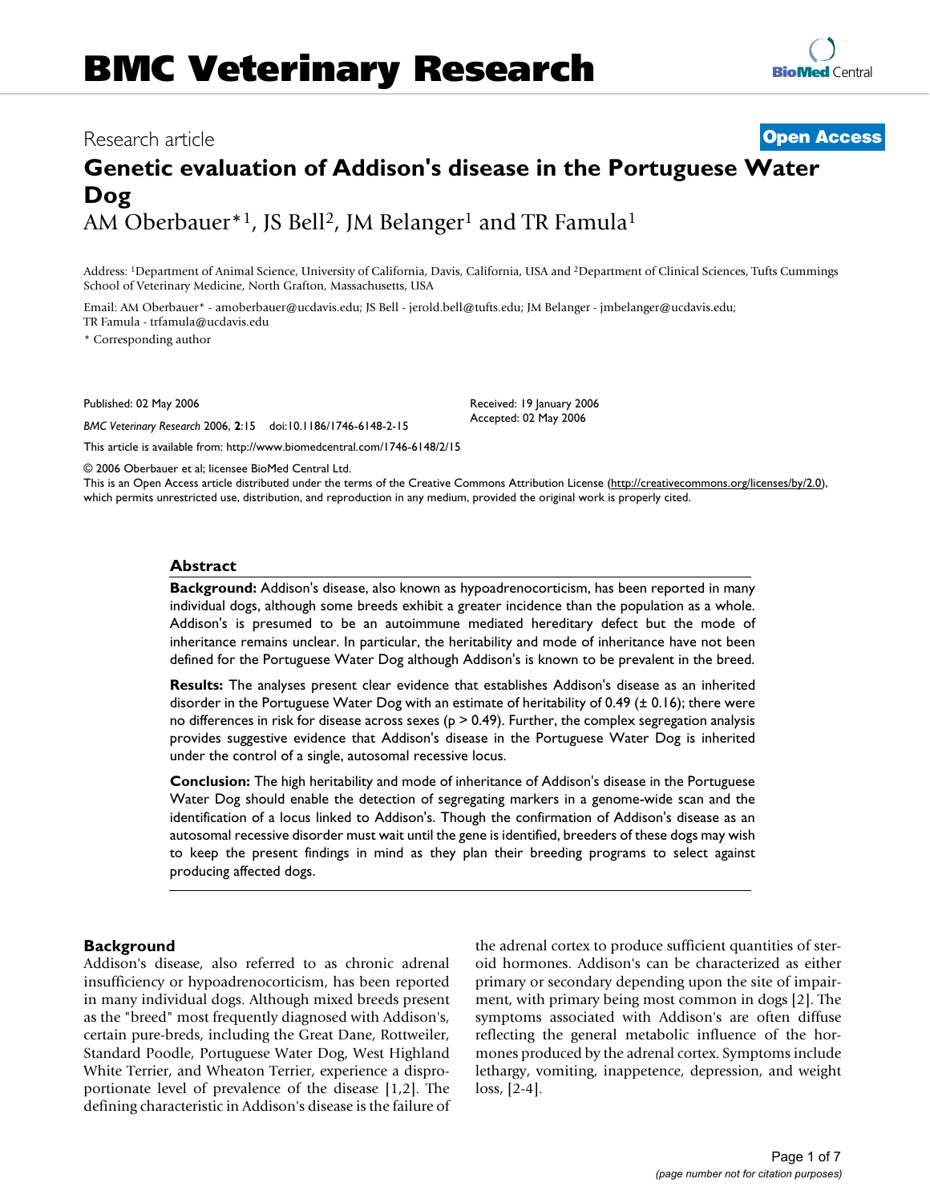BMC Veterinary Research

Research article **Open Access**

# Genetic evaluation of Addison's disease in the Portuguese Water Dog

AM Oberbauer*[1], JS Bell[2], JM Belanger[1] and TR Famula[1]

Address: [1]Department of Animal Science, University of California, Davis, California, USA and [2]Department of Clinical Sciences, Tufts Cummings School of Veterinary Medicine, North Grafton, Massachusetts, USA

Email: AM Oberbauer* - amoberbauer@ucdavis.edu; JS Bell - jerold.bell@tufts.edu; JM Belanger - jmbelanger@ucdavis.edu; TR Famula - trfamula@ucdavis.edu

* Corresponding author

Published: 02 May 2006

*BMC Veterinary Research* 2006, **2**:15 doi:10.1186/1746-6148-2-15

Received: 19 January 2006
Accepted: 02 May 2006

This article is available from: http://www.biomedcentral.com/1746-6148/2/15

© 2006 Oberbauer et al; licensee BioMed Central Ltd.
This is an Open Access article distributed under the terms of the Creative Commons Attribution License (http://creativecommons.org/licenses/by/2.0), which permits unrestricted use, distribution, and reproduction in any medium, provided the original work is properly cited.

## Abstract

**Background:** Addison's disease, also known as hypoadrenocorticism, has been reported in many individual dogs, although some breeds exhibit a greater incidence than the population as a whole. Addison's is presumed to be an autoimmune mediated hereditary defect but the mode of inheritance remains unclear. In particular, the heritability and mode of inheritance have not been defined for the Portuguese Water Dog although Addison's is known to be prevalent in the breed.

**Results:** The analyses present clear evidence that establishes Addison's disease as an inherited disorder in the Portuguese Water Dog with an estimate of heritability of 0.49 (± 0.16); there were no differences in risk for disease across sexes ($p > 0.49$). Further, the complex segregation analysis provides suggestive evidence that Addison's disease in the Portuguese Water Dog is inherited under the control of a single, autosomal recessive locus.

**Conclusion:** The high heritability and mode of inheritance of Addison's disease in the Portuguese Water Dog should enable the detection of segregating markers in a genome-wide scan and the identification of a locus linked to Addison's. Though the confirmation of Addison's disease as an autosomal recessive disorder must wait until the gene is identified, breeders of these dogs may wish to keep the present findings in mind as they plan their breeding programs to select against producing affected dogs.

## Background

Addison's disease, also referred to as chronic adrenal insufficiency or hypoadrenocorticism, has been reported in many individual dogs. Although mixed breeds present as the "breed" most frequently diagnosed with Addison's, certain pure-breds, including the Great Dane, Rottweiler, Standard Poodle, Portuguese Water Dog, West Highland White Terrier, and Wheaton Terrier, experience a disproportionate level of prevalence of the disease [1,2]. The defining characteristic in Addison's disease is the failure of the adrenal cortex to produce sufficient quantities of steroid hormones. Addison's can be characterized as either primary or secondary depending upon the site of impairment, with primary being most common in dogs [2]. The symptoms associated with Addison's are often diffuse reflecting the general metabolic influence of the hormones produced by the adrenal cortex. Symptoms include lethargy, vomiting, inappetence, depression, and weight loss, [2-4].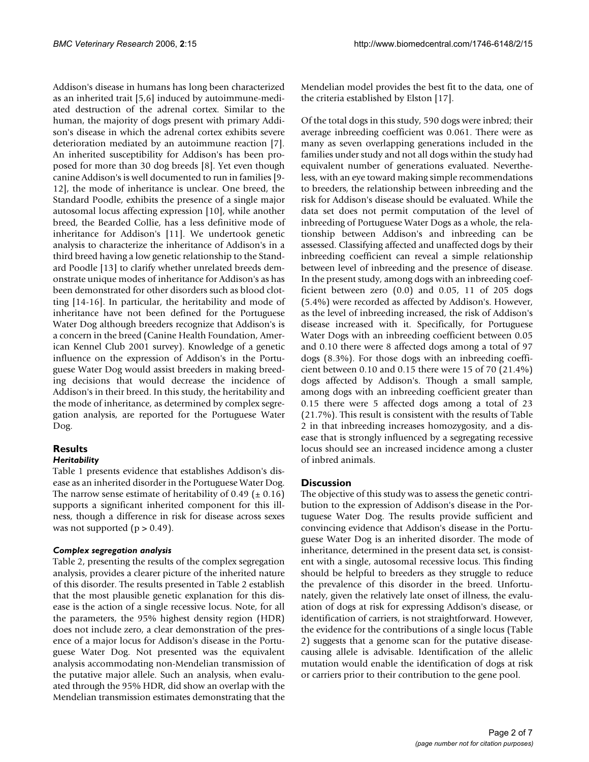Addison's disease in humans has long been characterized as an inherited trait [5,6] induced by autoimmune-mediated destruction of the adrenal cortex. Similar to the human, the majority of dogs present with primary Addison's disease in which the adrenal cortex exhibits severe deterioration mediated by an autoimmune reaction [7]. An inherited susceptibility for Addison's has been proposed for more than 30 dog breeds [8]. Yet even though canine Addison's is well documented to run in families [9-12], the mode of inheritance is unclear. One breed, the Standard Poodle, exhibits the presence of a single major autosomal locus affecting expression [10], while another breed, the Bearded Collie, has a less definitive mode of inheritance for Addison's [11]. We undertook genetic analysis to characterize the inheritance of Addison's in a third breed having a low genetic relationship to the Standard Poodle [13] to clarify whether unrelated breeds demonstrate unique modes of inheritance for Addison's as has been demonstrated for other disorders such as blood clotting [14-16]. In particular, the heritability and mode of inheritance have not been defined for the Portuguese Water Dog although breeders recognize that Addison's is a concern in the breed (Canine Health Foundation, American Kennel Club 2001 survey). Knowledge of a genetic influence on the expression of Addison's in the Portuguese Water Dog would assist breeders in making breeding decisions that would decrease the incidence of Addison's in their breed. In this study, the heritability and the mode of inheritance, as determined by complex segregation analysis, are reported for the Portuguese Water Dog.

## Results

### *Heritability*

Table 1 presents evidence that establishes Addison's disease as an inherited disorder in the Portuguese Water Dog. The narrow sense estimate of heritability of 0.49 (± 0.16) supports a significant inherited component for this illness, though a difference in risk for disease across sexes was not supported ($p > 0.49$).

### *Complex segregation analysis*

Table 2, presenting the results of the complex segregation analysis, provides a clearer picture of the inherited nature of this disorder. The results presented in Table 2 establish that the most plausible genetic explanation for this disease is the action of a single recessive locus. Note, for all the parameters, the 95% highest density region (HDR) does not include zero, a clear demonstration of the presence of a major locus for Addison's disease in the Portuguese Water Dog. Not presented was the equivalent analysis accommodating non-Mendelian transmission of the putative major allele. Such an analysis, when evaluated through the 95% HDR, did show an overlap with the Mendelian transmission estimates demonstrating that the Mendelian model provides the best fit to the data, one of the criteria established by Elston [17].

Of the total dogs in this study, 590 dogs were inbred; their average inbreeding coefficient was 0.061. There were as many as seven overlapping generations included in the families under study and not all dogs within the study had equivalent number of generations evaluated. Nevertheless, with an eye toward making simple recommendations to breeders, the relationship between inbreeding and the risk for Addison's disease should be evaluated. While the data set does not permit computation of the level of inbreeding of Portuguese Water Dogs as a whole, the relationship between Addison's and inbreeding can be assessed. Classifying affected and unaffected dogs by their inbreeding coefficient can reveal a simple relationship between level of inbreeding and the presence of disease. In the present study, among dogs with an inbreeding coefficient between zero (0.0) and 0.05, 11 of 205 dogs (5.4%) were recorded as affected by Addison's. However, as the level of inbreeding increased, the risk of Addison's disease increased with it. Specifically, for Portuguese Water Dogs with an inbreeding coefficient between 0.05 and 0.10 there were 8 affected dogs among a total of 97 dogs (8.3%). For those dogs with an inbreeding coefficient between 0.10 and 0.15 there were 15 of 70 (21.4%) dogs affected by Addison's. Though a small sample, among dogs with an inbreeding coefficient greater than 0.15 there were 5 affected dogs among a total of 23 (21.7%). This result is consistent with the results of Table 2 in that inbreeding increases homozygosity, and a disease that is strongly influenced by a segregating recessive locus should see an increased incidence among a cluster of inbred animals.

## Discussion

The objective of this study was to assess the genetic contribution to the expression of Addison's disease in the Portuguese Water Dog. The results provide sufficient and convincing evidence that Addison's disease in the Portuguese Water Dog is an inherited disorder. The mode of inheritance, determined in the present data set, is consistent with a single, autosomal recessive locus. This finding should be helpful to breeders as they struggle to reduce the prevalence of this disorder in the breed. Unfortunately, given the relatively late onset of illness, the evaluation of dogs at risk for expressing Addison's disease, or identification of carriers, is not straightforward. However, the evidence for the contributions of a single locus (Table 2) suggests that a genome scan for the putative disease-causing allele is advisable. Identification of the allelic mutation would enable the identification of dogs at risk or carriers prior to their contribution to the gene pool.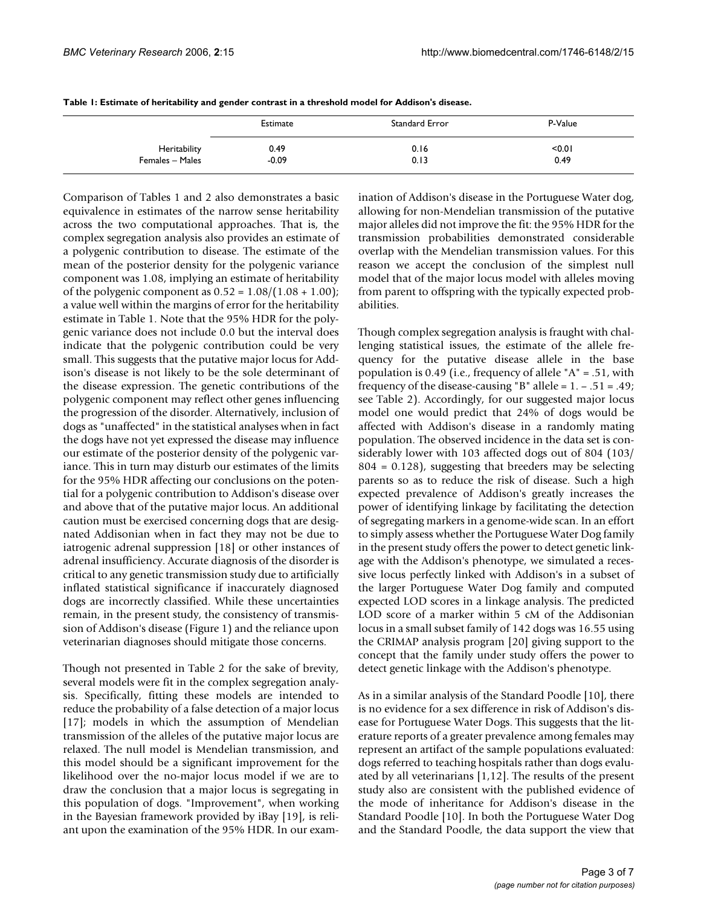**Table 1: Estimate of heritability and gender contrast in a threshold model for Addison's disease.**

| | Estimate | Standard Error | P-Value |
|---|---|---|---|
| Heritability | 0.49 | 0.16 | <0.01 |
| Females – Males | -0.09 | 0.13 | 0.49 |

Comparison of Tables 1 and 2 also demonstrates a basic equivalence in estimates of the narrow sense heritability across the two computational approaches. That is, the complex segregation analysis also provides an estimate of a polygenic contribution to disease. The estimate of the mean of the posterior density for the polygenic variance component was 1.08, implying an estimate of heritability of the polygenic component as $0.52 = 1.08/(1.08 + 1.00)$; a value well within the margins of error for the heritability estimate in Table 1. Note that the 95% HDR for the polygenic variance does not include 0.0 but the interval does indicate that the polygenic contribution could be very small. This suggests that the putative major locus for Addison's disease is not likely to be the sole determinant of the disease expression. The genetic contributions of the polygenic component may reflect other genes influencing the progression of the disorder. Alternatively, inclusion of dogs as "unaffected" in the statistical analyses when in fact the dogs have not yet expressed the disease may influence our estimate of the posterior density of the polygenic variance. This in turn may disturb our estimates of the limits for the 95% HDR affecting our conclusions on the potential for a polygenic contribution to Addison's disease over and above that of the putative major locus. An additional caution must be exercised concerning dogs that are designated Addisonian when in fact they may not be due to iatrogenic adrenal suppression [18] or other instances of adrenal insufficiency. Accurate diagnosis of the disorder is critical to any genetic transmission study due to artificially inflated statistical significance if inaccurately diagnosed dogs are incorrectly classified. While these uncertainties remain, in the present study, the consistency of transmission of Addison's disease (Figure 1) and the reliance upon veterinarian diagnoses should mitigate those concerns.

Though not presented in Table 2 for the sake of brevity, several models were fit in the complex segregation analysis. Specifically, fitting these models are intended to reduce the probability of a false detection of a major locus [17]; models in which the assumption of Mendelian transmission of the alleles of the putative major locus are relaxed. The null model is Mendelian transmission, and this model should be a significant improvement for the likelihood over the no-major locus model if we are to draw the conclusion that a major locus is segregating in this population of dogs. "Improvement", when working in the Bayesian framework provided by iBay [19], is reliant upon the examination of the 95% HDR. In our examination of Addison's disease in the Portuguese Water dog, allowing for non-Mendelian transmission of the putative major alleles did not improve the fit: the 95% HDR for the transmission probabilities demonstrated considerable overlap with the Mendelian transmission values. For this reason we accept the conclusion of the simplest null model that of the major locus model with alleles moving from parent to offspring with the typically expected probabilities.

Though complex segregation analysis is fraught with challenging statistical issues, the estimate of the allele frequency for the putative disease allele in the base population is 0.49 (i.e., frequency of allele "A" = .51, with frequency of the disease-causing "B" allele = 1. – .51 = .49; see Table 2). Accordingly, for our suggested major locus model one would predict that 24% of dogs would be affected with Addison's disease in a randomly mating population. The observed incidence in the data set is considerably lower with 103 affected dogs out of 804 (103/804 = 0.128), suggesting that breeders may be selecting parents so as to reduce the risk of disease. Such a high expected prevalence of Addison's greatly increases the power of identifying linkage by facilitating the detection of segregating markers in a genome-wide scan. In an effort to simply assess whether the Portuguese Water Dog family in the present study offers the power to detect genetic linkage with the Addison's phenotype, we simulated a recessive locus perfectly linked with Addison's in a subset of the larger Portuguese Water Dog family and computed expected LOD scores in a linkage analysis. The predicted LOD score of a marker within 5 cM of the Addisonian locus in a small subset family of 142 dogs was 16.55 using the CRIMAP analysis program [20] giving support to the concept that the family under study offers the power to detect genetic linkage with the Addison's phenotype.

As in a similar analysis of the Standard Poodle [10], there is no evidence for a sex difference in risk of Addison's disease for Portuguese Water Dogs. This suggests that the literature reports of a greater prevalence among females may represent an artifact of the sample populations evaluated: dogs referred to teaching hospitals rather than dogs evaluated by all veterinarians [1,12]. The results of the present study also are consistent with the published evidence of the mode of inheritance for Addison's disease in the Standard Poodle [10]. In both the Portuguese Water Dog and the Standard Poodle, the data support the view that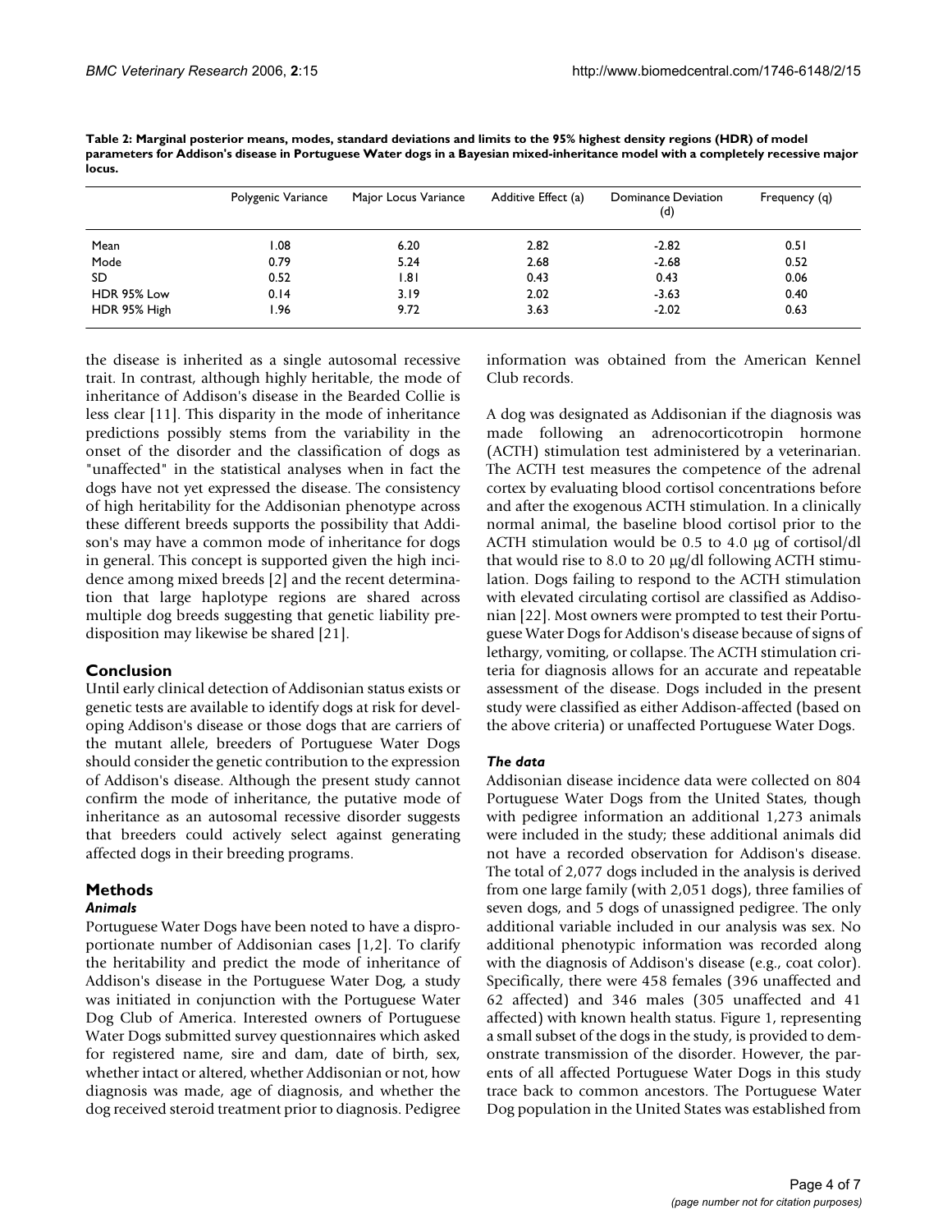**Table 2: Marginal posterior means, modes, standard deviations and limits to the 95% highest density regions (HDR) of model parameters for Addison's disease in Portuguese Water dogs in a Bayesian mixed-inheritance model with a completely recessive major locus.**

| | Polygenic Variance | Major Locus Variance | Additive Effect (a) | Dominance Deviation (d) | Frequency (q) |
|---|---|---|---|---|---|
| Mean | 1.08 | 6.20 | 2.82 | -2.82 | 0.51 |
| Mode | 0.79 | 5.24 | 2.68 | -2.68 | 0.52 |
| SD | 0.52 | 1.81 | 0.43 | 0.43 | 0.06 |
| HDR 95% Low | 0.14 | 3.19 | 2.02 | -3.63 | 0.40 |
| HDR 95% High | 1.96 | 9.72 | 3.63 | -2.02 | 0.63 |

the disease is inherited as a single autosomal recessive trait. In contrast, although highly heritable, the mode of inheritance of Addison's disease in the Bearded Collie is less clear [11]. This disparity in the mode of inheritance predictions possibly stems from the variability in the onset of the disorder and the classification of dogs as "unaffected" in the statistical analyses when in fact the dogs have not yet expressed the disease. The consistency of high heritability for the Addisonian phenotype across these different breeds supports the possibility that Addison's may have a common mode of inheritance for dogs in general. This concept is supported given the high incidence among mixed breeds [2] and the recent determination that large haplotype regions are shared across multiple dog breeds suggesting that genetic liability predisposition may likewise be shared [21].

## Conclusion

Until early clinical detection of Addisonian status exists or genetic tests are available to identify dogs at risk for developing Addison's disease or those dogs that are carriers of the mutant allele, breeders of Portuguese Water Dogs should consider the genetic contribution to the expression of Addison's disease. Although the present study cannot confirm the mode of inheritance, the putative mode of inheritance as an autosomal recessive disorder suggests that breeders could actively select against generating affected dogs in their breeding programs.

## Methods

### *Animals*

Portuguese Water Dogs have been noted to have a disproportionate number of Addisonian cases [1,2]. To clarify the heritability and predict the mode of inheritance of Addison's disease in the Portuguese Water Dog, a study was initiated in conjunction with the Portuguese Water Dog Club of America. Interested owners of Portuguese Water Dogs submitted survey questionnaires which asked for registered name, sire and dam, date of birth, sex, whether intact or altered, whether Addisonian or not, how diagnosis was made, age of diagnosis, and whether the dog received steroid treatment prior to diagnosis. Pedigree information was obtained from the American Kennel Club records.

A dog was designated as Addisonian if the diagnosis was made following an adrenocorticotropin hormone (ACTH) stimulation test administered by a veterinarian. The ACTH test measures the competence of the adrenal cortex by evaluating blood cortisol concentrations before and after the exogenous ACTH stimulation. In a clinically normal animal, the baseline blood cortisol prior to the ACTH stimulation would be 0.5 to 4.0 μg of cortisol/dl that would rise to 8.0 to 20 μg/dl following ACTH stimulation. Dogs failing to respond to the ACTH stimulation with elevated circulating cortisol are classified as Addisonian [22]. Most owners were prompted to test their Portuguese Water Dogs for Addison's disease because of signs of lethargy, vomiting, or collapse. The ACTH stimulation criteria for diagnosis allows for an accurate and repeatable assessment of the disease. Dogs included in the present study were classified as either Addison-affected (based on the above criteria) or unaffected Portuguese Water Dogs.

### *The data*

Addisonian disease incidence data were collected on 804 Portuguese Water Dogs from the United States, though with pedigree information an additional 1,273 animals were included in the study; these additional animals did not have a recorded observation for Addison's disease. The total of 2,077 dogs included in the analysis is derived from one large family (with 2,051 dogs), three families of seven dogs, and 5 dogs of unassigned pedigree. The only additional variable included in our analysis was sex. No additional phenotypic information was recorded along with the diagnosis of Addison's disease (e.g., coat color). Specifically, there were 458 females (396 unaffected and 62 affected) and 346 males (305 unaffected and 41 affected) with known health status. Figure 1, representing a small subset of the dogs in the study, is provided to demonstrate transmission of the disorder. However, the parents of all affected Portuguese Water Dogs in this study trace back to common ancestors. The Portuguese Water Dog population in the United States was established from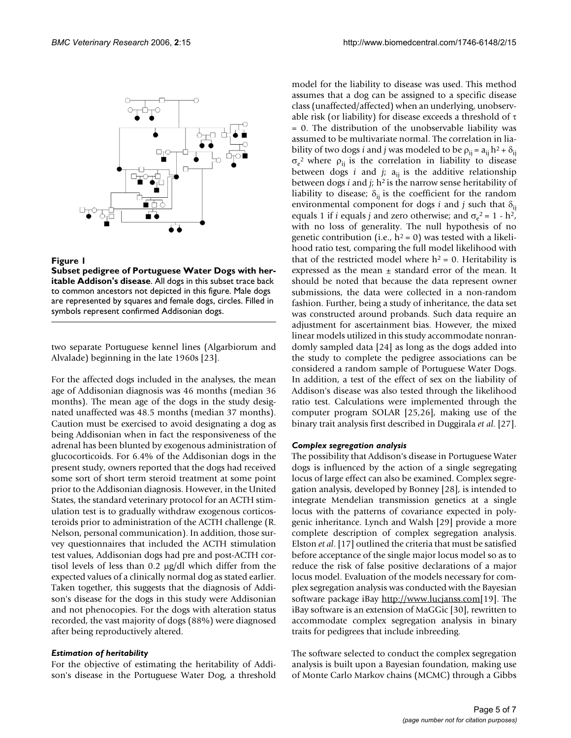**Figure 1**

**Subset pedigree of Portuguese Water Dogs with heritable Addison's disease**. All dogs in this subset trace back to common ancestors not depicted in this figure. Male dogs are represented by squares and female dogs, circles. Filled in symbols represent confirmed Addisonian dogs.

two separate Portuguese kennel lines (Algarbiorum and Alvalade) beginning in the late 1960s [23].

For the affected dogs included in the analyses, the mean age of Addisonian diagnosis was 46 months (median 36 months). The mean age of the dogs in the study designated unaffected was 48.5 months (median 37 months). Caution must be exercised to avoid designating a dog as being Addisonian when in fact the responsiveness of the adrenal has been blunted by exogenous administration of glucocorticoids. For 6.4% of the Addisonian dogs in the present study, owners reported that the dogs had received some sort of short term steroid treatment at some point prior to the Addisonian diagnosis. However, in the United States, the standard veterinary protocol for an ACTH stimulation test is to gradually withdraw exogenous corticosteroids prior to administration of the ACTH challenge (R. Nelson, personal communication). In addition, those survey questionnaires that included the ACTH stimulation test values, Addisonian dogs had pre and post-ACTH cortisol levels of less than 0.2 μg/dl which differ from the expected values of a clinically normal dog as stated earlier. Taken together, this suggests that the diagnosis of Addison's disease for the dogs in this study were Addisonian and not phenocopies. For the dogs with alteration status recorded, the vast majority of dogs (88%) were diagnosed after being reproductively altered.

### *Estimation of heritability*

For the objective of estimating the heritability of Addison's disease in the Portuguese Water Dog, a threshold model for the liability to disease was used. This method assumes that a dog can be assigned to a specific disease class (unaffected/affected) when an underlying, unobservable risk (or liability) for disease exceeds a threshold of $\tau = 0$. The distribution of the unobservable liability was assumed to be multivariate normal. The correlation in liability of two dogs *i* and *j* was modeled to be $\rho_{ij} = a_{ij} h^2 + \delta_{ij} \sigma_e^2$ where $\rho_{ij}$ is the correlation in liability to disease between dogs *i* and *j*; $a_{ij}$ is the additive relationship between dogs *i* and *j*; $h^2$ is the narrow sense heritability of liability to disease; $\delta_{ij}$ is the coefficient for the random environmental component for dogs *i* and *j* such that $\delta_{ij}$ equals 1 if *i* equals *j* and zero otherwise; and $\sigma_e^2 = 1 - h^2$, with no loss of generality. The null hypothesis of no genetic contribution (i.e., $h^2 = 0$) was tested with a likelihood ratio test, comparing the full model likelihood with that of the restricted model where $h^2 = 0$. Heritability is expressed as the mean ± standard error of the mean. It should be noted that because the data represent owner submissions, the data were collected in a non-random fashion. Further, being a study of inheritance, the data set was constructed around probands. Such data require an adjustment for ascertainment bias. However, the mixed linear models utilized in this study accommodate nonrandomly sampled data [24] as long as the dogs added into the study to complete the pedigree associations can be considered a random sample of Portuguese Water Dogs. In addition, a test of the effect of sex on the liability of Addison's disease was also tested through the likelihood ratio test. Calculations were implemented through the computer program SOLAR [25,26], making use of the binary trait analysis first described in Duggirala *et al*. [27].

### *Complex segregation analysis*

The possibility that Addison's disease in Portuguese Water dogs is influenced by the action of a single segregating locus of large effect can also be examined. Complex segregation analysis, developed by Bonney [28], is intended to integrate Mendelian transmission genetics at a single locus with the patterns of covariance expected in polygenic inheritance. Lynch and Walsh [29] provide a more complete description of complex segregation analysis. Elston *et al*. [17] outlined the criteria that must be satisfied before acceptance of the single major locus model so as to reduce the risk of false positive declarations of a major locus model. Evaluation of the models necessary for complex segregation analysis was conducted with the Bayesian software package iBay http://www.lucjanss.com [19]. The iBay software is an extension of MaGGic [30], rewritten to accommodate complex segregation analysis in binary traits for pedigrees that include inbreeding.

The software selected to conduct the complex segregation analysis is built upon a Bayesian foundation, making use of Monte Carlo Markov chains (MCMC) through a Gibbs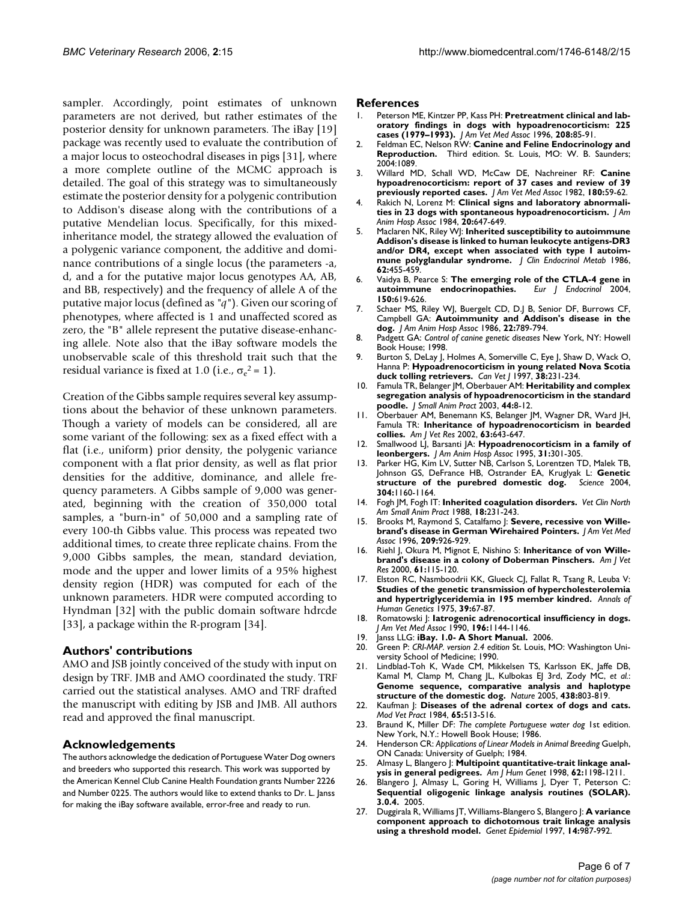sampler. Accordingly, point estimates of unknown parameters are not derived, but rather estimates of the posterior density for unknown parameters. The iBay [19] package was recently used to evaluate the contribution of a major locus to osteochodral diseases in pigs [31], where a more complete outline of the MCMC approach is detailed. The goal of this strategy was to simultaneously estimate the posterior density for a polygenic contribution to Addison's disease along with the contributions of a putative Mendelian locus. Specifically, for this mixed-inheritance model, the strategy allowed the evaluation of a polygenic variance component, the additive and dominance contributions of a single locus (the parameters -a, d, and a for the putative major locus genotypes AA, AB, and BB, respectively) and the frequency of allele A of the putative major locus (defined as "*q*"). Given our scoring of phenotypes, where affected is 1 and unaffected scored as zero, the "B" allele represent the putative disease-enhancing allele. Note also that the iBay software models the unobservable scale of this threshold trait such that the residual variance is fixed at 1.0 (i.e., $\sigma_e^2 = 1$).

Creation of the Gibbs sample requires several key assumptions about the behavior of these unknown parameters. Though a variety of models can be considered, all are some variant of the following: sex as a fixed effect with a flat (i.e., uniform) prior density, the polygenic variance component with a flat prior density, as well as flat prior densities for the additive, dominance, and allele frequency parameters. A Gibbs sample of 9,000 was generated, beginning with the creation of 350,000 total samples, a "burn-in" of 50,000 and a sampling rate of every 100-th Gibbs value. This process was repeated two additional times, to create three replicate chains. From the 9,000 Gibbs samples, the mean, standard deviation, mode and the upper and lower limits of a 95% highest density region (HDR) was computed for each of the unknown parameters. HDR were computed according to Hyndman [32] with the public domain software hdrcde [33], a package within the R-program [34].

## Authors' contributions

AMO and JSB jointly conceived of the study with input on design by TRF. JMB and AMO coordinated the study. TRF carried out the statistical analyses. AMO and TRF drafted the manuscript with editing by JSB and JMB. All authors read and approved the final manuscript.

## Acknowledgements

The authors acknowledge the dedication of Portuguese Water Dog owners and breeders who supported this research. This work was supported by the American Kennel Club Canine Health Foundation grants Number 2226 and Number 0225. The authors would like to extend thanks to Dr. L. Janss for making the iBay software available, error-free and ready to run.

## References

1. Peterson ME, Kintzer PP, Kass PH: **Pretreatment clinical and laboratory findings in dogs with hypoadrenocorticism: 225 cases (1979–1993).** *J Am Vet Med Assoc* 1996, **208:**85-91.
2. Feldman EC, Nelson RW: **Canine and Feline Endocrinology and Reproduction.** Third edition. St. Louis, MO: W. B. Saunders; 2004:1089.
3. Willard MD, Schall WD, McCaw DE, Nachreiner RF: **Canine hypoadrenocorticism: report of 37 cases and review of 39 previously reported cases.** *J Am Vet Med Assoc* 1982, **180:**59-62.
4. Rakich N, Lorenz M: **Clinical signs and laboratory abnormalities in 23 dogs with spontaneous hypoadrenocorticism.** *J Am Anim Hosp Assoc* 1984, **20:**647-649.
5. Maclaren NK, Riley WJ: **Inherited susceptibility to autoimmune Addison's disease is linked to human leukocyte antigens-DR3 and/or DR4, except when associated with type I autoimmune polyglandular syndrome.** *J Clin Endocrinol Metab* 1986, **62:**455-459.
6. Vaidya B, Pearce S: **The emerging role of the CTLA-4 gene in autoimmune endocrinopathies.** *Eur J Endocrinol* 2004, **150:**619-626.
7. Schaer MS, Riley WJ, Buergelt CD, D.J B, Senior DF, Burrows CF, Campbell GA: **Autoimmunity and Addison's disease in the dog.** *J Am Anim Hosp Assoc* 1986, **22:**789-794.
8. Padgett GA: *Control of canine genetic diseases* New York, NY: Howell Book House; 1998.
9. Burton S, DeLay J, Holmes A, Somerville C, Eye J, Shaw D, Wack O, Hanna P: **Hypoadrenocorticism in young related Nova Scotia duck tolling retrievers.** *Can Vet J* 1997, **38:**231-234.
10. Famula TR, Belanger JM, Oberbauer AM: **Heritability and complex segregation analysis of hypoadrenocorticism in the standard poodle.** *J Small Anim Pract* 2003, **44:**8-12.
11. Oberbauer AM, Benemann KS, Belanger JM, Wagner DR, Ward JH, Famula TR: **Inheritance of hypoadrenocorticism in bearded collies.** *Am J Vet Res* 2002, **63:**643-647.
12. Smallwood LJ, Barsanti JA: **Hypoadrenocorticism in a family of leonbergers.** *J Am Anim Hosp Assoc* 1995, **31:**301-305.
13. Parker HG, Kim LV, Sutter NB, Carlson S, Lorentzen TD, Malek TB, Johnson GS, DeFrance HB, Ostrander EA, Kruglyak L: **Genetic structure of the purebred domestic dog.** *Science* 2004, **304:**1160-1164.
14. Fogh JM, Fogh IT: **Inherited coagulation disorders.** *Vet Clin North Am Small Anim Pract* 1988, **18:**231-243.
15. Brooks M, Raymond S, Catalfamo J: **Severe, recessive von Willebrand's disease in German Wirehaired Pointers.** *J Am Vet Med Assoc* 1996, **209:**926-929.
16. Riehl J, Okura M, Mignot E, Nishino S: **Inheritance of von Willebrand's disease in a colony of Doberman Pinschers.** *Am J Vet Res* 2000, **61:**115-120.
17. Elston RC, Nasmboodrii KK, Glueck CJ, Fallat R, Tsang R, Leuba V: **Studies of the genetic transmission of hypercholesterolemia and hypertriglyceridemia in 195 member kindred.** *Annals of Human Genetics* 1975, **39:**67-87.
18. Romatowski J: **Iatrogenic adrenocortical insufficiency in dogs.** *J Am Vet Med Assoc* 1990, **196:**1144-1146.
19. Janss LLG: **iBay. 1.0- A Short Manual.** 2006.
20. Green P: *CRI-MAP. version 2.4 edition* St. Louis, MO: Washington University School of Medicine; 1990.
21. Lindblad-Toh K, Wade CM, Mikkelsen TS, Karlsson EK, Jaffe DB, Kamal M, Clamp M, Chang JL, Kulbokas EJ 3rd, Zody MC, *et al.*: **Genome sequence, comparative analysis and haplotype structure of the domestic dog.** *Nature* 2005, **438:**803-819.
22. Kaufman J: **Diseases of the adrenal cortex of dogs and cats.** *Mod Vet Pract* 1984, **65:**513-516.
23. Braund K, Miller DF: *The complete Portuguese water dog* 1st edition. New York, N.Y.: Howell Book House; 1986.
24. Henderson CR: *Applications of Linear Models in Animal Breeding* Guelph, ON Canada: University of Guelph; 1984.
25. Almasy L, Blangero J: **Multipoint quantitative-trait linkage analysis in general pedigrees.** *Am J Hum Genet* 1998, **62:**1198-1211.
26. Blangero J, Almasy L, Goring H, Williams J, Dyer T, Peterson C: **Sequential oligogenic linkage analysis routines (SOLAR). 3.0.4.** 2005.
27. Duggirala R, Williams JT, Williams-Blangero S, Blangero J: **A variance component approach to dichotomous trait linkage analysis using a threshold model.** *Genet Epidemiol* 1997, **14:**987-992.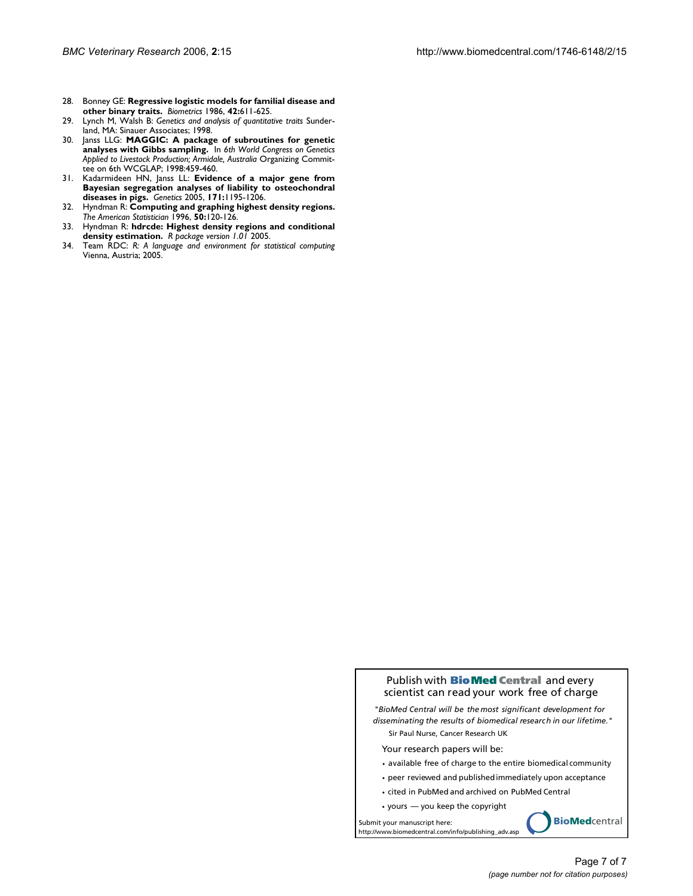28. Bonney GE: **Regressive logistic models for familial disease and other binary traits.** *Biometrics* 1986, **42:**611-625.
29. Lynch M, Walsh B: *Genetics and analysis of quantitative traits* Sunderland, MA: Sinauer Associates; 1998.
30. Janss LLG: **MAGGIC: A package of subroutines for genetic analyses with Gibbs sampling.** In *6th World Congress on Genetics Applied to Livestock Production; Armidale, Australia* Organizing Committee on 6th WCGLAP; 1998:459-460.
31. Kadarmideen HN, Janss LL: **Evidence of a major gene from Bayesian segregation analyses of liability to osteochondral diseases in pigs.** *Genetics* 2005, **171:**1195-1206.
32. Hyndman R: **Computing and graphing highest density regions.** *The American Statistician* 1996, **50:**120-126.
33. Hyndman R: **hdrcde: Highest density regions and conditional density estimation.** *R package version 1.01* 2005.
34. Team RDC: *R: A language and environment for statistical computing* Vienna, Austria; 2005.

Publish with **BioMed Central** and every scientist can read your work free of charge

*"BioMed Central will be the most significant development for disseminating the results of biomedical research in our lifetime."*

Sir Paul Nurse, Cancer Research UK

Your research papers will be:

- available free of charge to the entire biomedical community
- peer reviewed and published immediately upon acceptance
- cited in PubMed and archived on PubMed Central
- yours — you keep the copyright

Submit your manuscript here:
http://www.biomedcentral.com/info/publishing_adv.asp

**BioMed**central